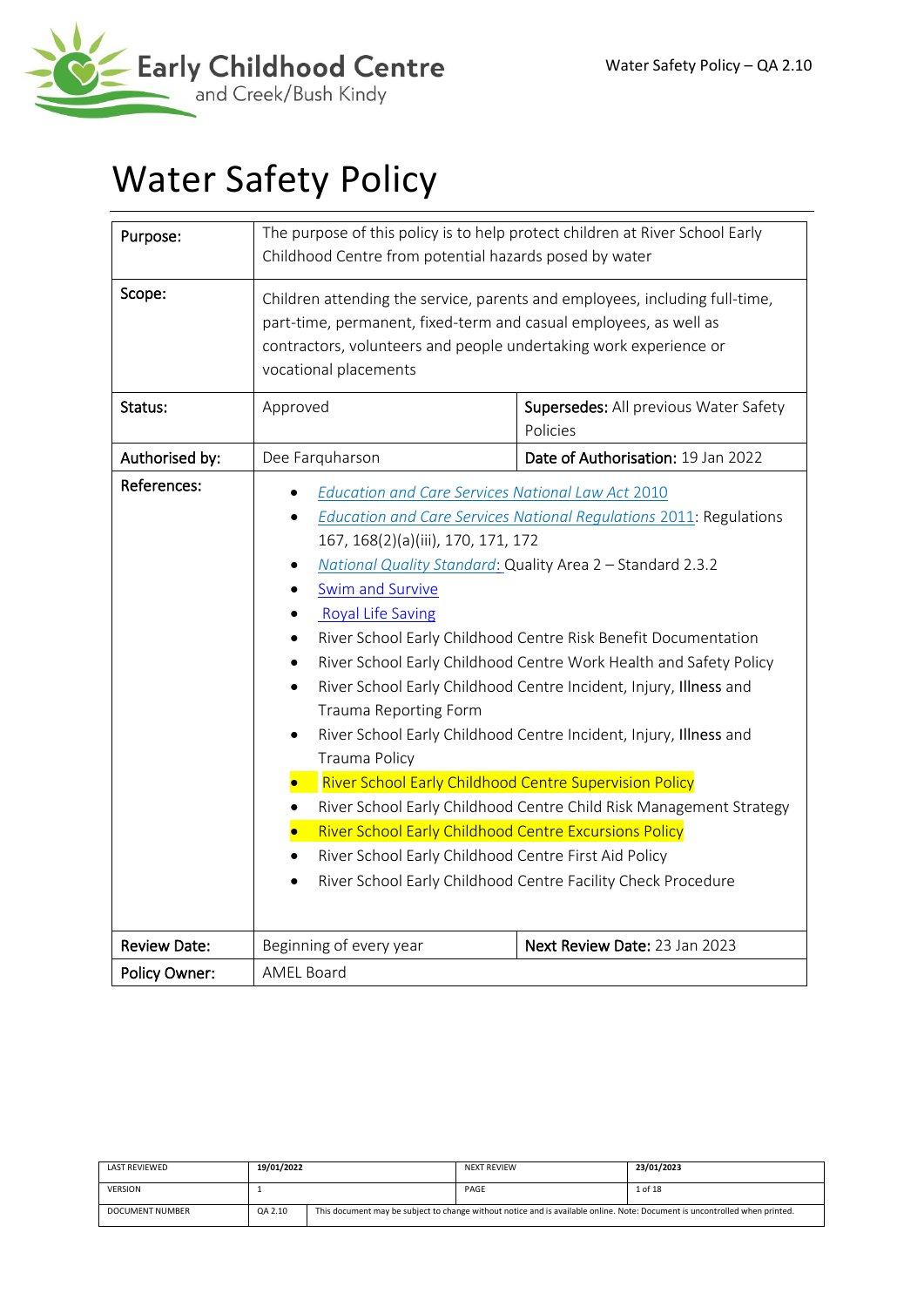# Water Safety Policy

| Purpose: | The purpose of this policy is to help protect children at River School Early Childhood Centre from potential hazards posed by water | |
|---|---|---|
| Scope: | Children attending the service, parents and employees, including full-time, part-time, permanent, fixed-term and casual employees, as well as contractors, volunteers and people undertaking work experience or vocational placements | |
| Status: | Approved | **Supersedes:** All previous Water Safety Policies |
| **Authorised by:** | Dee Farquharson | **Date of Authorisation:** 19 Jan 2022 |
| **References:** | • *Education and Care Services National Law Act* 2010<br>• *Education and Care Services National Regulations* 2011: Regulations 167, 168(2)(a)(iii), 170, 171, 172<br>• *National Quality Standard*: Quality Area 2 – Standard 2.3.2<br>• Swim and Survive<br>• Royal Life Saving<br>• River School Early Childhood Centre Risk Benefit Documentation<br>• River School Early Childhood Centre Work Health and Safety Policy<br>• River School Early Childhood Centre Incident, Injury, Illness and Trauma Reporting Form<br>• River School Early Childhood Centre Incident, Injury, Illness and Trauma Policy<br>• River School Early Childhood Centre Supervision Policy<br>• River School Early Childhood Centre Child Risk Management Strategy<br>• River School Early Childhood Centre Excursions Policy<br>• River School Early Childhood Centre First Aid Policy<br>• River School Early Childhood Centre Facility Check Procedure | |
| **Review Date:** | Beginning of every year | **Next Review Date:** 23 Jan 2023 |
| **Policy Owner:** | AMEL Board | |

| LAST REVIEWED | 19/01/2022 | NEXT REVIEW | 23/01/2023 |
|---|---|---|---|
| VERSION | 1 | PAGE | 1 of 18 |
| DOCUMENT NUMBER | QA 2.10 | This document may be subject to change without notice and is available online. Note: Document is uncontrolled when printed. | |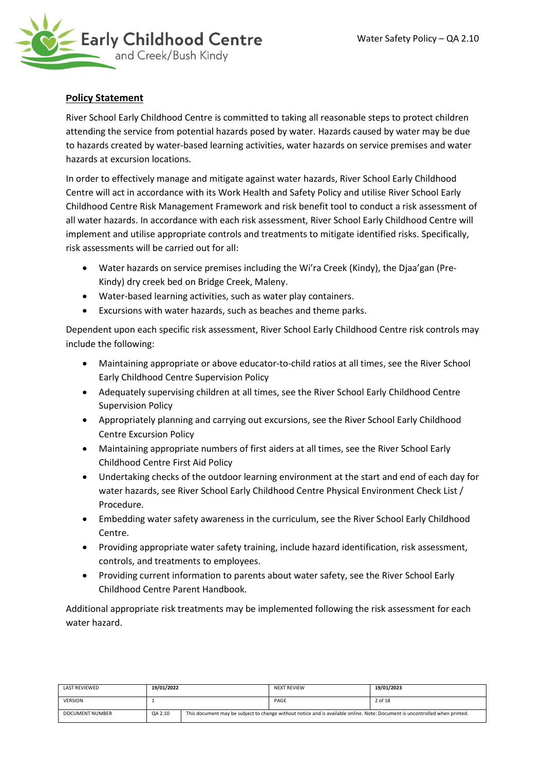## Policy Statement

River School Early Childhood Centre is committed to taking all reasonable steps to protect children attending the service from potential hazards posed by water. Hazards caused by water may be due to hazards created by water-based learning activities, water hazards on service premises and water hazards at excursion locations.

In order to effectively manage and mitigate against water hazards, River School Early Childhood Centre will act in accordance with its Work Health and Safety Policy and utilise River School Early Childhood Centre Risk Management Framework and risk benefit tool to conduct a risk assessment of all water hazards. In accordance with each risk assessment, River School Early Childhood Centre will implement and utilise appropriate controls and treatments to mitigate identified risks. Specifically, risk assessments will be carried out for all:

- Water hazards on service premises including the Wi'ra Creek (Kindy), the Djaa'gan (Pre-Kindy) dry creek bed on Bridge Creek, Maleny.
- Water-based learning activities, such as water play containers.
- Excursions with water hazards, such as beaches and theme parks.

Dependent upon each specific risk assessment, River School Early Childhood Centre risk controls may include the following:

- Maintaining appropriate or above educator-to-child ratios at all times, see the River School Early Childhood Centre Supervision Policy
- Adequately supervising children at all times, see the River School Early Childhood Centre Supervision Policy
- Appropriately planning and carrying out excursions, see the River School Early Childhood Centre Excursion Policy
- Maintaining appropriate numbers of first aiders at all times, see the River School Early Childhood Centre First Aid Policy
- Undertaking checks of the outdoor learning environment at the start and end of each day for water hazards, see River School Early Childhood Centre Physical Environment Check List / Procedure.
- Embedding water safety awareness in the curriculum, see the River School Early Childhood Centre.
- Providing appropriate water safety training, include hazard identification, risk assessment, controls, and treatments to employees.
- Providing current information to parents about water safety, see the River School Early Childhood Centre Parent Handbook.

Additional appropriate risk treatments may be implemented following the risk assessment for each water hazard.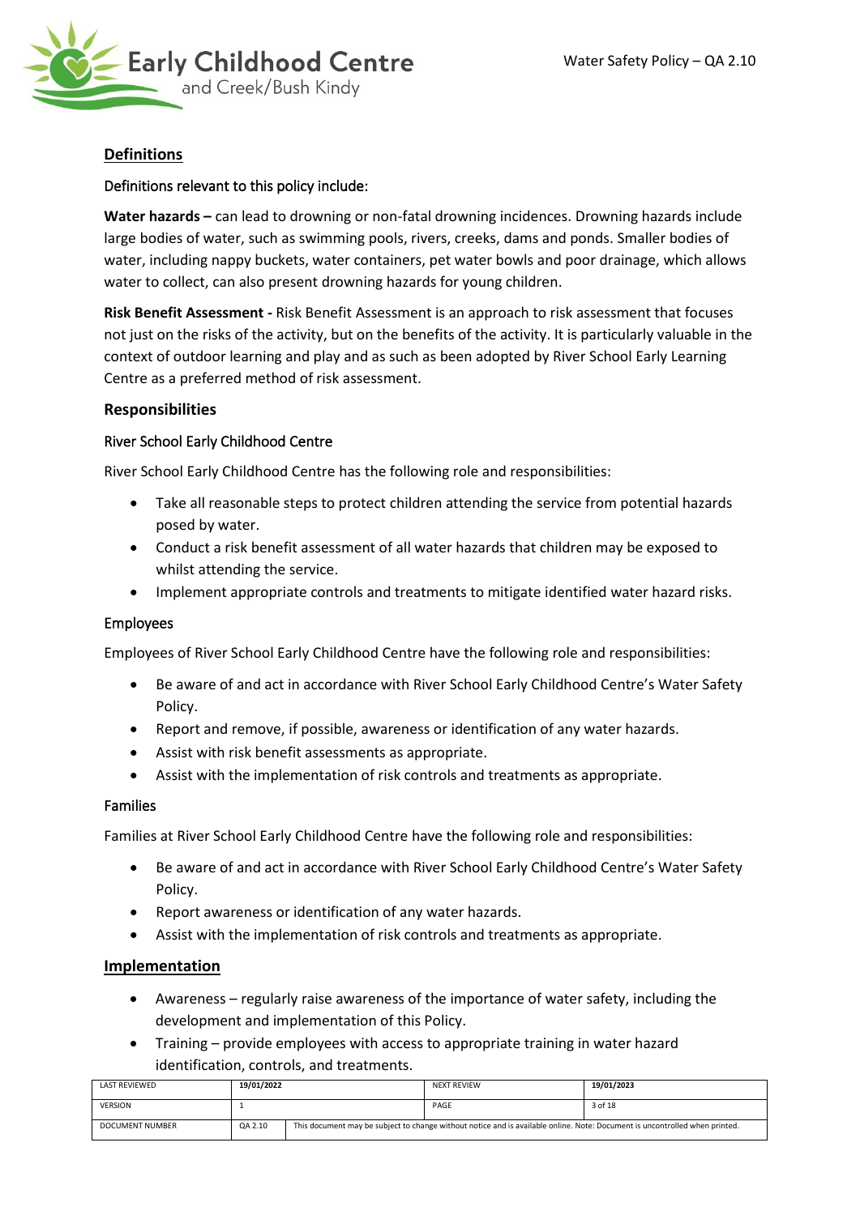## Definitions

Definitions relevant to this policy include:

**Water hazards –** can lead to drowning or non-fatal drowning incidences. Drowning hazards include large bodies of water, such as swimming pools, rivers, creeks, dams and ponds. Smaller bodies of water, including nappy buckets, water containers, pet water bowls and poor drainage, which allows water to collect, can also present drowning hazards for young children.

**Risk Benefit Assessment -** Risk Benefit Assessment is an approach to risk assessment that focuses not just on the risks of the activity, but on the benefits of the activity. It is particularly valuable in the context of outdoor learning and play and as such as been adopted by River School Early Learning Centre as a preferred method of risk assessment.

### Responsibilities

#### River School Early Childhood Centre

River School Early Childhood Centre has the following role and responsibilities:

- Take all reasonable steps to protect children attending the service from potential hazards posed by water.
- Conduct a risk benefit assessment of all water hazards that children may be exposed to whilst attending the service.
- Implement appropriate controls and treatments to mitigate identified water hazard risks.

#### Employees

Employees of River School Early Childhood Centre have the following role and responsibilities:

- Be aware of and act in accordance with River School Early Childhood Centre's Water Safety Policy.
- Report and remove, if possible, awareness or identification of any water hazards.
- Assist with risk benefit assessments as appropriate.
- Assist with the implementation of risk controls and treatments as appropriate.

#### Families

Families at River School Early Childhood Centre have the following role and responsibilities:

- Be aware of and act in accordance with River School Early Childhood Centre's Water Safety Policy.
- Report awareness or identification of any water hazards.
- Assist with the implementation of risk controls and treatments as appropriate.

## Implementation

- Awareness – regularly raise awareness of the importance of water safety, including the development and implementation of this Policy.
- Training – provide employees with access to appropriate training in water hazard identification, controls, and treatments.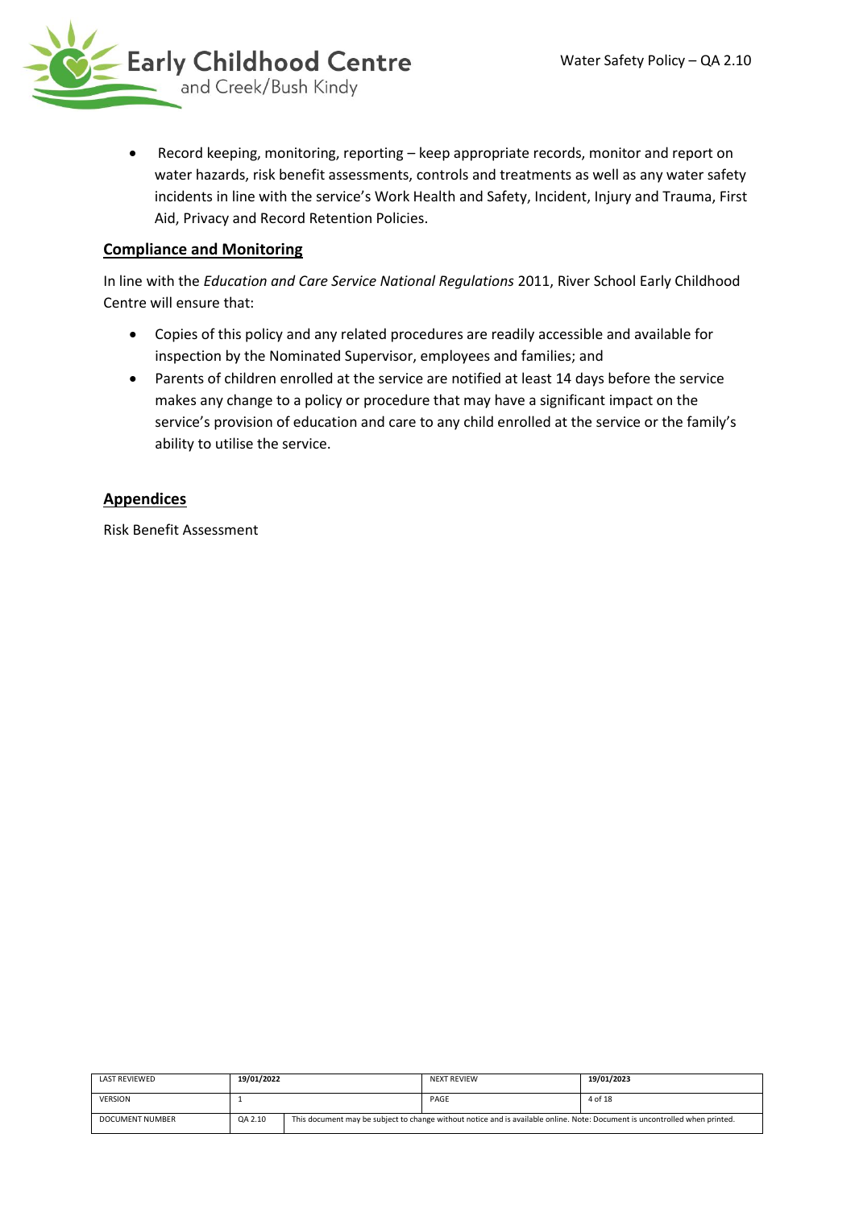- Record keeping, monitoring, reporting – keep appropriate records, monitor and report on water hazards, risk benefit assessments, controls and treatments as well as any water safety incidents in line with the service's Work Health and Safety, Incident, Injury and Trauma, First Aid, Privacy and Record Retention Policies.

## Compliance and Monitoring

In line with the *Education and Care Service National Regulations* 2011, River School Early Childhood Centre will ensure that:

- Copies of this policy and any related procedures are readily accessible and available for inspection by the Nominated Supervisor, employees and families; and
- Parents of children enrolled at the service are notified at least 14 days before the service makes any change to a policy or procedure that may have a significant impact on the service's provision of education and care to any child enrolled at the service or the family's ability to utilise the service.

## Appendices

Risk Benefit Assessment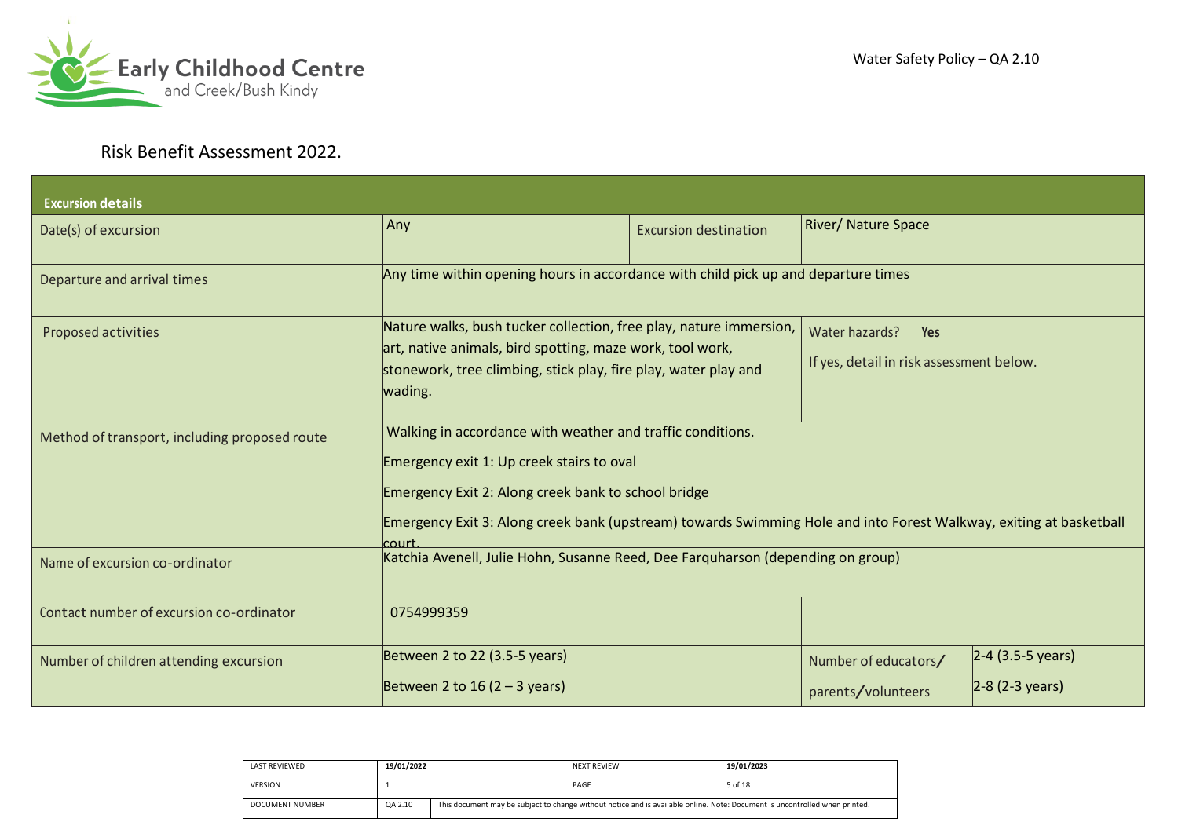Early Childhood Centre and Creek/Bush Kindy

Water Safety Policy – QA 2.10

Risk Benefit Assessment 2022.

| **Excursion details** | | | |
|---|---|---|---|
| Date(s) of excursion | Any | Excursion destination | River/ Nature Space |
| Departure and arrival times | Any time within opening hours in accordance with child pick up and departure times | | |
| Proposed activities | Nature walks, bush tucker collection, free play, nature immersion, art, native animals, bird spotting, maze work, tool work, stonework, tree climbing, stick play, fire play, water play and wading. | Water hazards? **Yes** If yes, detail in risk assessment below. | |
| Method of transport, including proposed route | Walking in accordance with weather and traffic conditions. Emergency exit 1: Up creek stairs to oval Emergency Exit 2: Along creek bank to school bridge Emergency Exit 3: Along creek bank (upstream) towards Swimming Hole and into Forest Walkway, exiting at basketball court. | | |
| Name of excursion co-ordinator | Katchia Avenell, Julie Hohn, Susanne Reed, Dee Farquharson (depending on group) | | |
| Contact number of excursion co-ordinator | 0754999359 | | |
| Number of children attending excursion | Between 2 to 22 (3.5-5 years) Between 2 to 16 (2 – 3 years) | Number of educators/ parents/volunteers | 2-4 (3.5-5 years) 2-8 (2-3 years) |

| LAST REVIEWED | 19/01/2022 | NEXT REVIEW | 19/01/2023 |
|---|---|---|---|
| VERSION | 1 | PAGE | 5 of 18 |
| DOCUMENT NUMBER | QA 2.10 | This document may be subject to change without notice and is available online. Note: Document is uncontrolled when printed. | |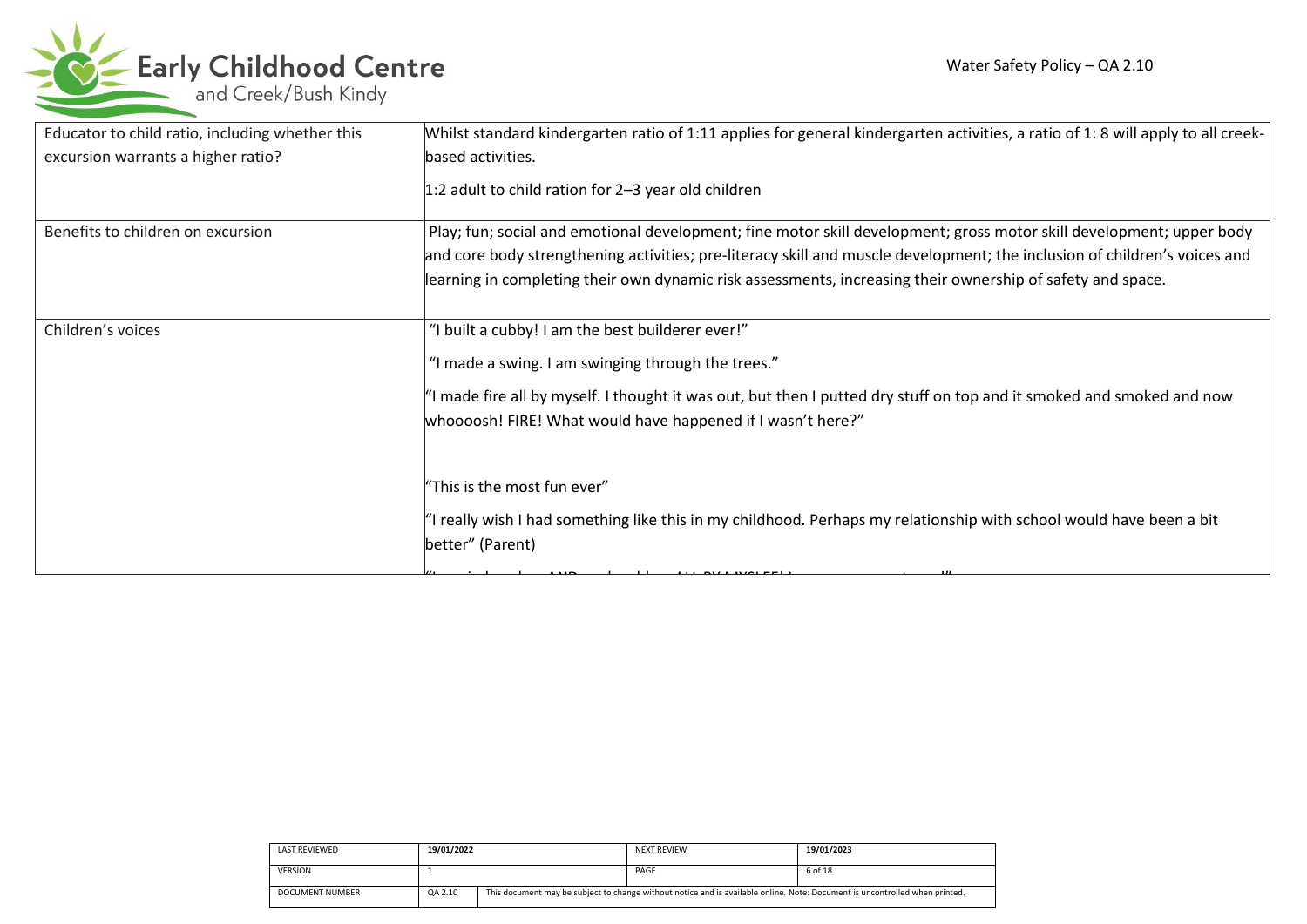| Educator to child ratio, including whether this excursion warrants a higher ratio? | Whilst standard kindergarten ratio of 1:11 applies for general kindergarten activities, a ratio of 1: 8 will apply to all creek-based activities.<br><br>1:2 adult to child ration for 2–3 year old children |
|---|---|
| Benefits to children on excursion | Play; fun; social and emotional development; fine motor skill development; gross motor skill development; upper body and core body strengthening activities; pre-literacy skill and muscle development; the inclusion of children's voices and learning in completing their own dynamic risk assessments, increasing their ownership of safety and space. |
| Children's voices | "I built a cubby! I am the best builderer ever!"<br><br>"I made a swing. I am swinging through the trees."<br><br>"I made fire all by myself. I thought it was out, but then I putted dry stuff on top and it smoked and smoked and now whooooosh! FIRE! What would have happened if I wasn't here?"<br><br>"This is the most fun ever"<br><br>"I really wish I had something like this in my childhood. Perhaps my relationship with school would have been a bit better" (Parent) |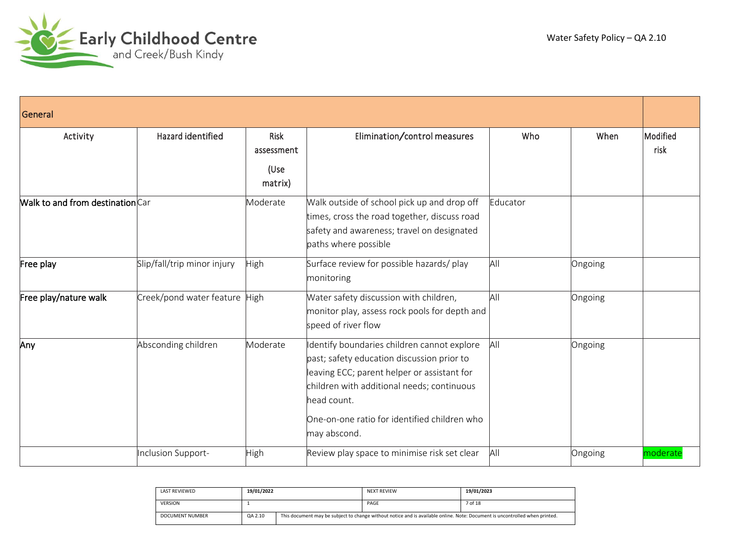| General | | | | | | |
|---|---|---|---|---|---|---|
| Activity | Hazard identified | Risk assessment (Use matrix) | Elimination/control measures | Who | When | Modified risk |
| Walk to and from destination | Car | Moderate | Walk outside of school pick up and drop off times, cross the road together, discuss road safety and awareness; travel on designated paths where possible | Educator | | |
| Free play | Slip/fall/trip minor injury | High | Surface review for possible hazards/ play monitoring | All | Ongoing | |
| Free play/nature walk | Creek/pond water feature | High | Water safety discussion with children, monitor play, assess rock pools for depth and speed of river flow | All | Ongoing | |
| Any | Absconding children | Moderate | Identify boundaries children cannot explore past; safety education discussion prior to leaving ECC; parent helper or assistant for children with additional needs; continuous head count. One-on-one ratio for identified children who may abscond. | All | Ongoing | |
| | Inclusion Support- | High | Review play space to minimise risk set clear | All | Ongoing | moderate |

| LAST REVIEWED | 19/01/2022 | NEXT REVIEW | 19/01/2023 |
|---|---|---|---|
| VERSION | 1 | PAGE | 7 of 18 |
| DOCUMENT NUMBER | QA 2.10 | This document may be subject to change without notice and is available online. Note: Document is uncontrolled when printed. | |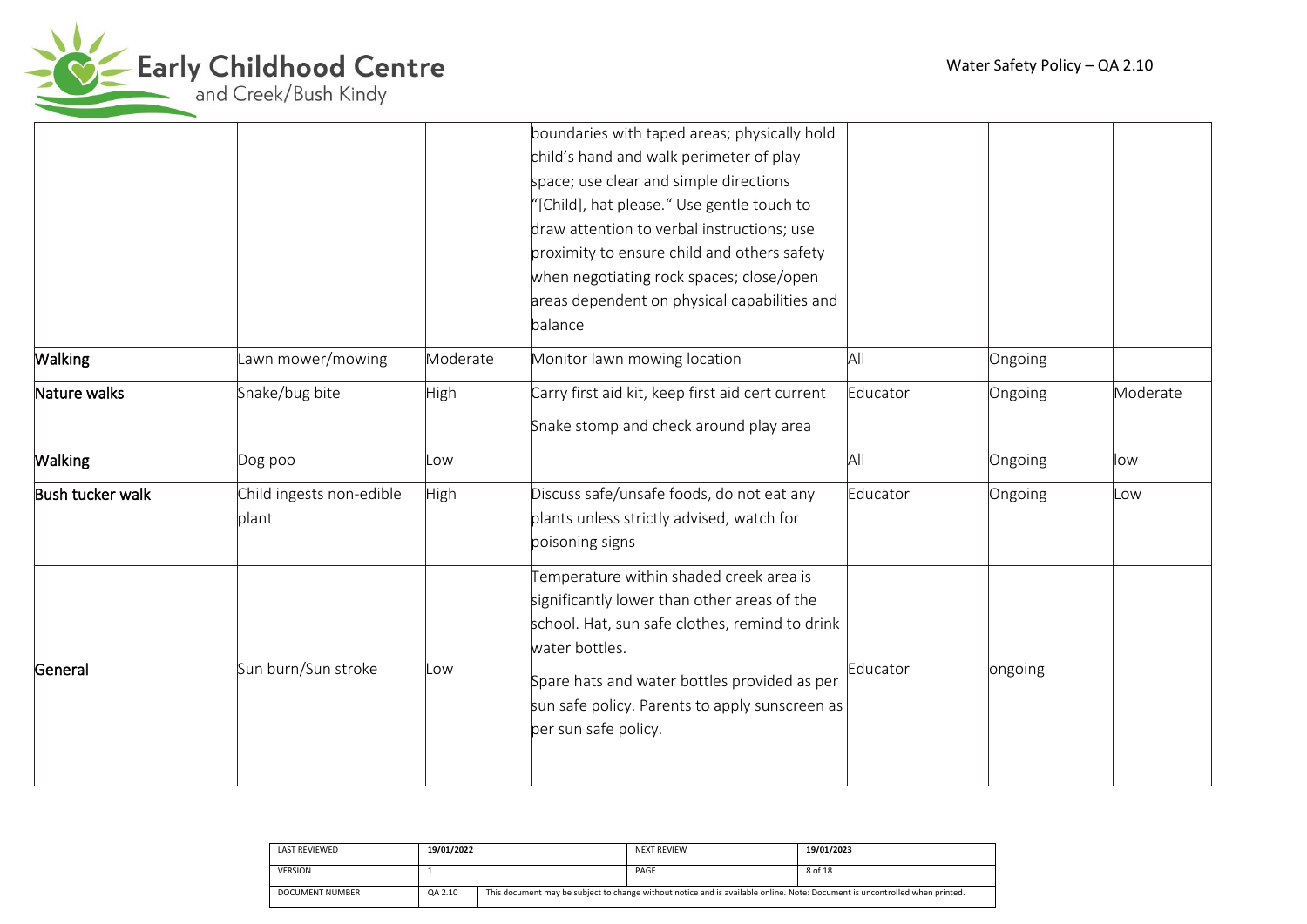| | | | | | | |
|---|---|---|---|---|---|---|
| | | | boundaries with taped areas; physically hold child's hand and walk perimeter of play space; use clear and simple directions "[Child], hat please." Use gentle touch to draw attention to verbal instructions; use proximity to ensure child and others safety when negotiating rock spaces; close/open areas dependent on physical capabilities and balance | | | |
| **Walking** | Lawn mower/mowing | Moderate | Monitor lawn mowing location | All | Ongoing | |
| **Nature walks** | Snake/bug bite | High | Carry first aid kit, keep first aid cert current<br><br>Snake stomp and check around play area | Educator | Ongoing | Moderate |
| **Walking** | Dog poo | Low | | All | Ongoing | low |
| **Bush tucker walk** | Child ingests non-edible plant | High | Discuss safe/unsafe foods, do not eat any plants unless strictly advised, watch for poisoning signs | Educator | Ongoing | Low |
| **General** | Sun burn/Sun stroke | Low | Temperature within shaded creek area is significantly lower than other areas of the school. Hat, sun safe clothes, remind to drink water bottles.<br><br>Spare hats and water bottles provided as per sun safe policy. Parents to apply sunscreen as per sun safe policy. | Educator | ongoing | |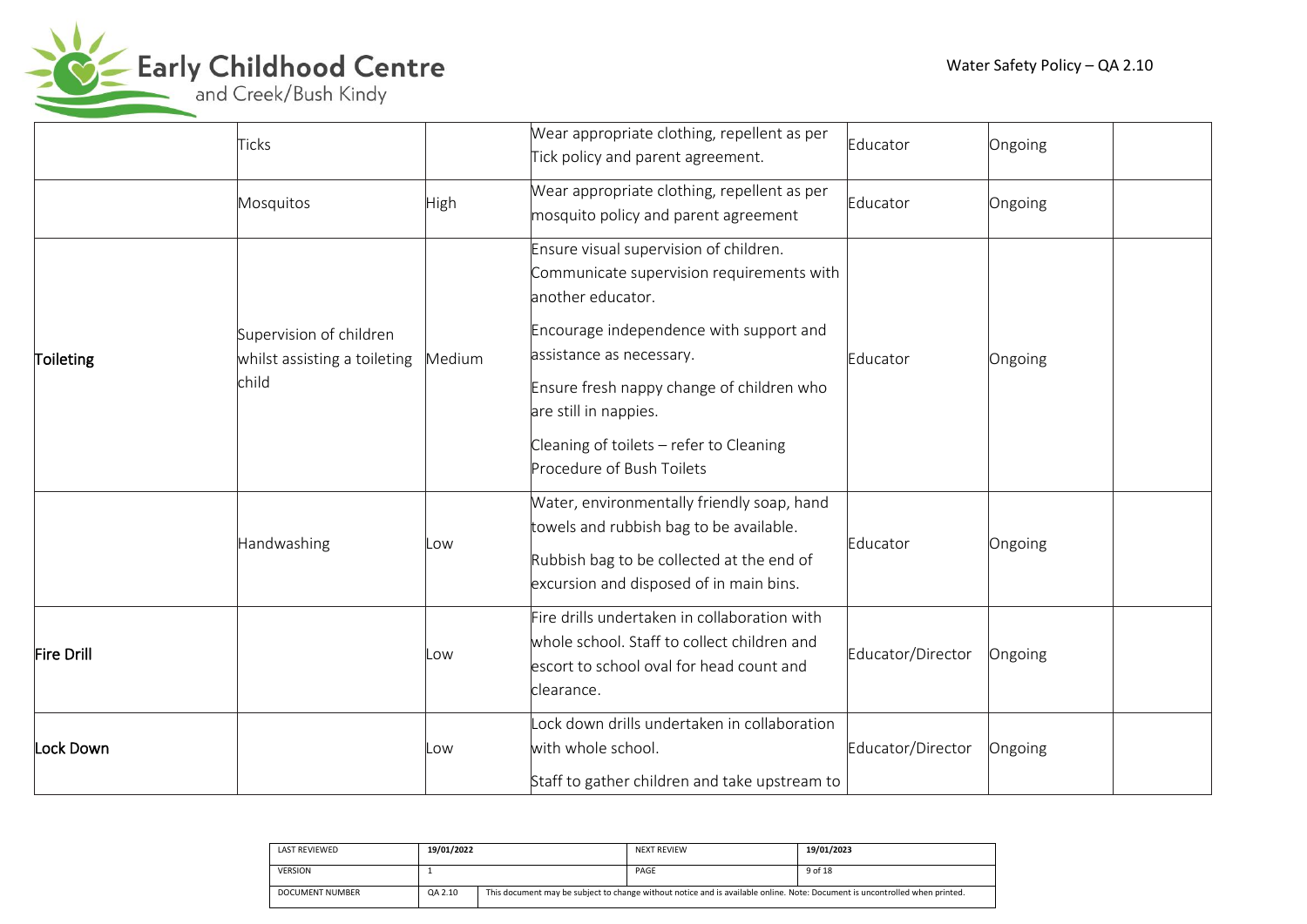|  |  |  |  |  |  |  |
|---|---|---|---|---|---|---|
|  | Ticks |  | Wear appropriate clothing, repellent as per Tick policy and parent agreement. | Educator | Ongoing |  |
|  | Mosquitos | High | Wear appropriate clothing, repellent as per mosquito policy and parent agreement | Educator | Ongoing |  |
| **Toileting** | Supervision of children whilst assisting a toileting child | Medium | Ensure visual supervision of children. Communicate supervision requirements with another educator.<br><br>Encourage independence with support and assistance as necessary.<br><br>Ensure fresh nappy change of children who are still in nappies.<br><br>Cleaning of toilets – refer to Cleaning Procedure of Bush Toilets | Educator | Ongoing |  |
|  | Handwashing | Low | Water, environmentally friendly soap, hand towels and rubbish bag to be available.<br><br>Rubbish bag to be collected at the end of excursion and disposed of in main bins. | Educator | Ongoing |  |
| **Fire Drill** |  | Low | Fire drills undertaken in collaboration with whole school. Staff to collect children and escort to school oval for head count and clearance. | Educator/Director | Ongoing |  |
| **Lock Down** |  | Low | Lock down drills undertaken in collaboration with whole school.<br><br>Staff to gather children and take upstream to | Educator/Director | Ongoing |  |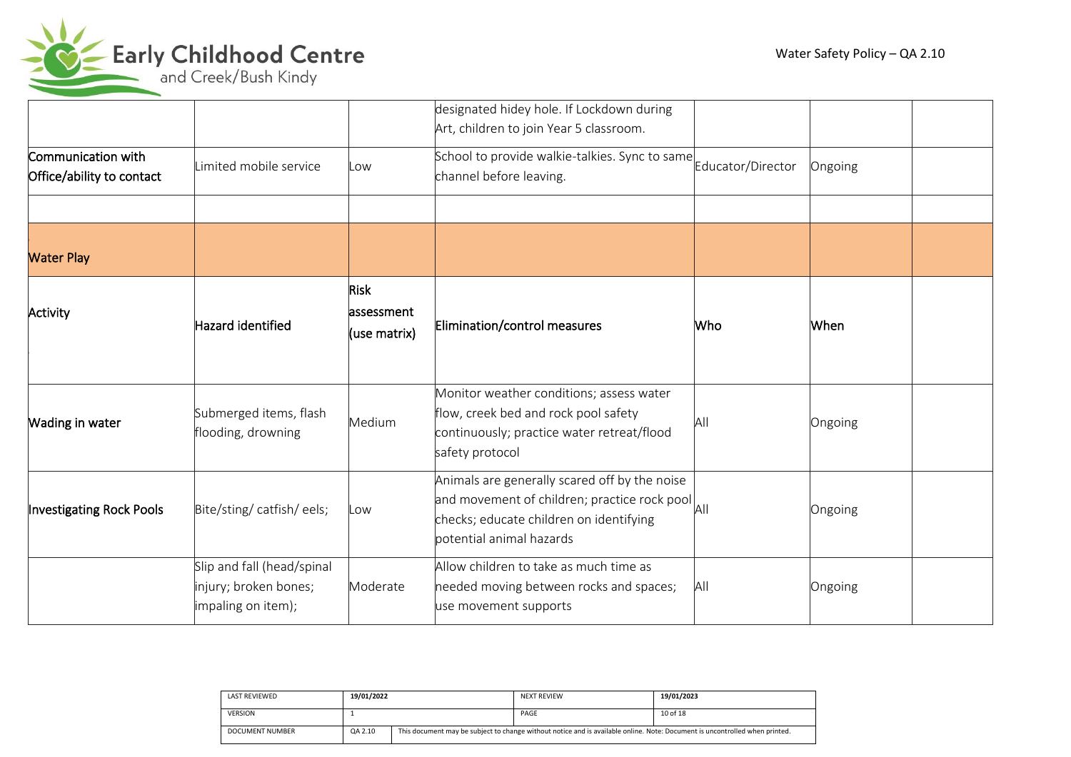| | | | designated hidey hole. If Lockdown during Art, children to join Year 5 classroom. | | | |
|---|---|---|---|---|---|---|
| Communication with Office/ability to contact | Limited mobile service | Low | School to provide walkie-talkies. Sync to same channel before leaving. | Educator/Director | Ongoing | |
| | | | | | | |
| **Water Play** | | | | | | |
| **Activity** | **Hazard identified** | **Risk assessment (use matrix)** | **Elimination/control measures** | **Who** | **When** | |
| **Wading in water** | Submerged items, flash flooding, drowning | Medium | Monitor weather conditions; assess water flow, creek bed and rock pool safety continuously; practice water retreat/flood safety protocol | All | Ongoing | |
| **Investigating Rock Pools** | Bite/sting/ catfish/ eels; | Low | Animals are generally scared off by the noise and movement of children; practice rock pool checks; educate children on identifying potential animal hazards | All | Ongoing | |
| | Slip and fall (head/spinal injury; broken bones; impaling on item); | Moderate | Allow children to take as much time as needed moving between rocks and spaces; use movement supports | All | Ongoing | |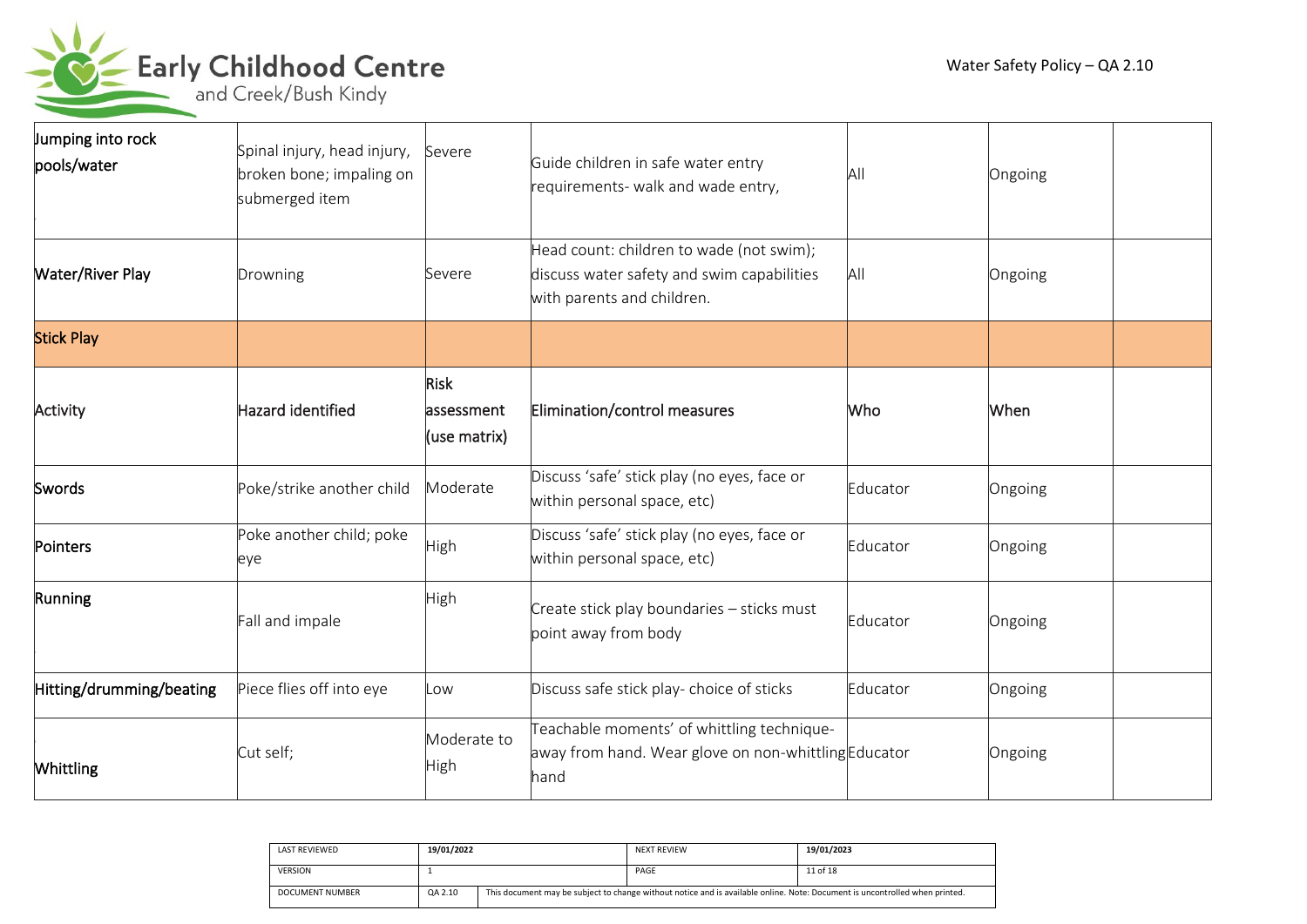| Jumping into rock pools/water | Spinal injury, head injury, broken bone; impaling on submerged item | Severe | Guide children in safe water entry requirements- walk and wade entry, | All | Ongoing | |
|---|---|---|---|---|---|---|
| Water/River Play | Drowning | Severe | Head count: children to wade (not swim); discuss water safety and swim capabilities with parents and children. | All | Ongoing | |
| **Stick Play** | | | | | | |
| Activity | Hazard identified | Risk assessment (use matrix) | Elimination/control measures | Who | When | |
| Swords | Poke/strike another child | Moderate | Discuss 'safe' stick play (no eyes, face or within personal space, etc) | Educator | Ongoing | |
| Pointers | Poke another child; poke eye | High | Discuss 'safe' stick play (no eyes, face or within personal space, etc) | Educator | Ongoing | |
| Running | Fall and impale | High | Create stick play boundaries – sticks must point away from body | Educator | Ongoing | |
| Hitting/drumming/beating | Piece flies off into eye | Low | Discuss safe stick play- choice of sticks | Educator | Ongoing | |
| Whittling | Cut self; | Moderate to High | Teachable moments' of whittling technique- away from hand. Wear glove on non-whittling hand | Educator | Ongoing | |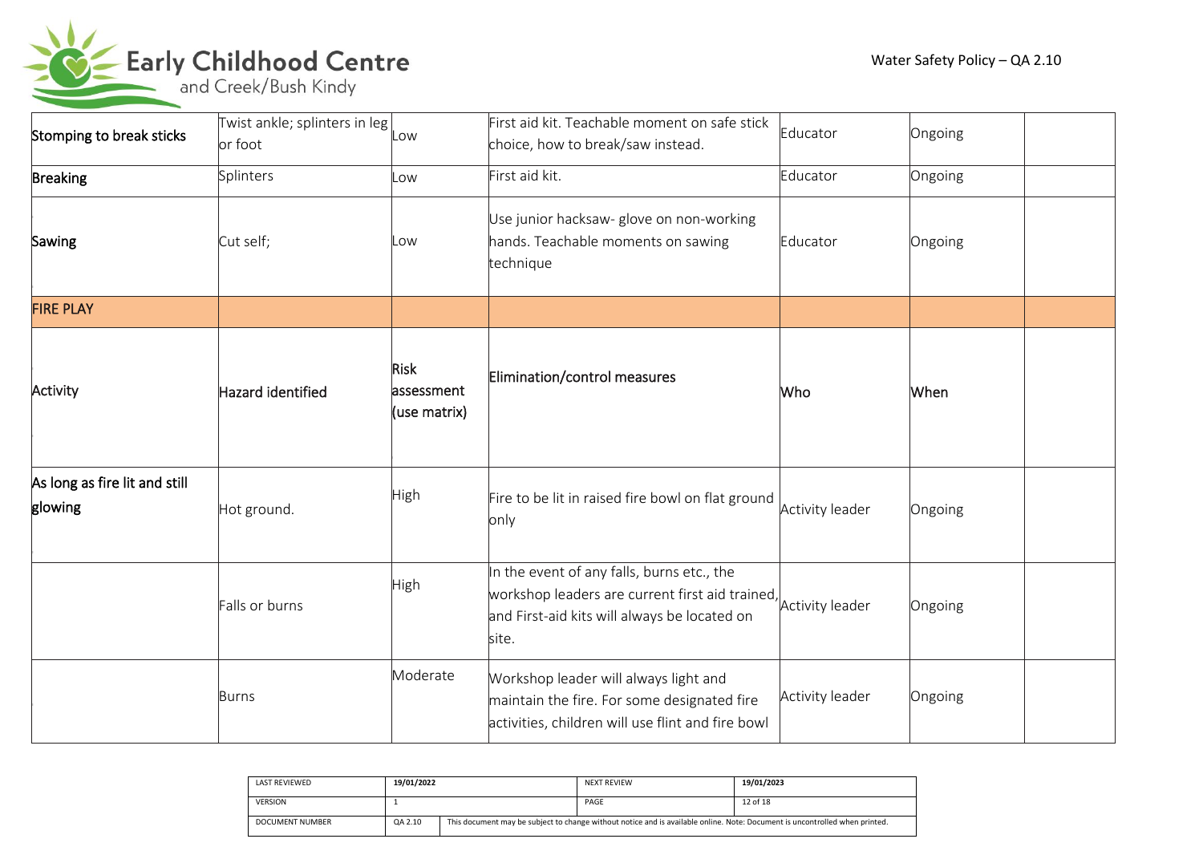| Stomping to break sticks | Twist ankle; splinters in leg or foot | Low | First aid kit. Teachable moment on safe stick choice, how to break/saw instead. | Educator | Ongoing | |
|---|---|---|---|---|---|---|
| Breaking | Splinters | Low | First aid kit. | Educator | Ongoing | |
| Sawing | Cut self; | Low | Use junior hacksaw- glove on non-working hands. Teachable moments on sawing technique | Educator | Ongoing | |
| **FIRE PLAY** | | | | | | |
| Activity | Hazard identified | Risk assessment (use matrix) | Elimination/control measures | Who | When | |
| As long as fire lit and still glowing | Hot ground. | High | Fire to be lit in raised fire bowl on flat ground only | Activity leader | Ongoing | |
| | Falls or burns | High | In the event of any falls, burns etc., the workshop leaders are current first aid trained, and First-aid kits will always be located on site. | Activity leader | Ongoing | |
| | Burns | Moderate | Workshop leader will always light and maintain the fire. For some designated fire activities, children will use flint and fire bowl | Activity leader | Ongoing | |

| LAST REVIEWED | 19/01/2022 | NEXT REVIEW | 19/01/2023 |
|---|---|---|---|
| VERSION | 1 | PAGE | 12 of 18 |
| DOCUMENT NUMBER | QA 2.10 | This document may be subject to change without notice and is available online. Note: Document is uncontrolled when printed. | |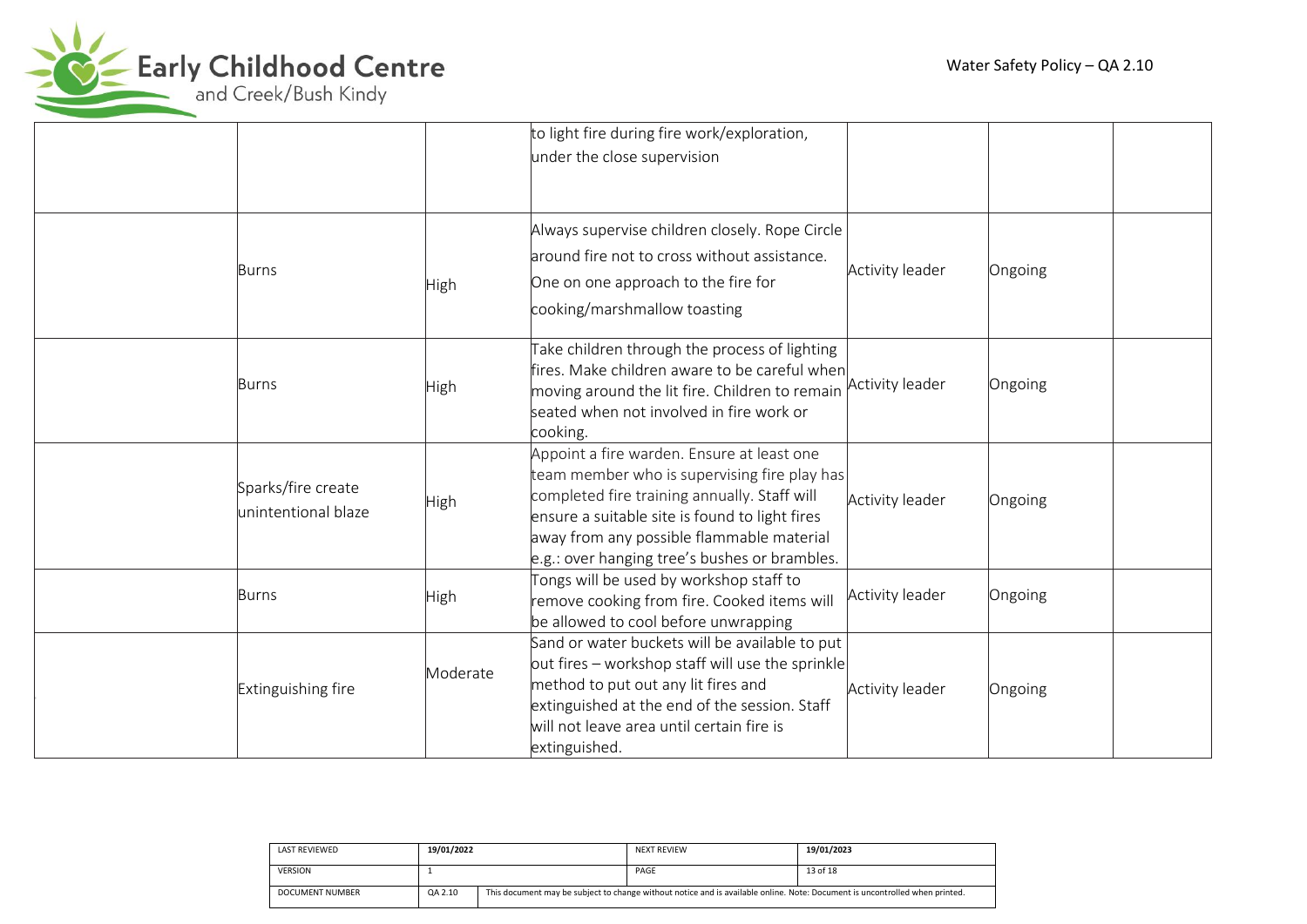| | | | | | |
|---|---|---|---|---|---|
| | | to light fire during fire work/exploration, under the close supervision | | | |
| Burns | High | Always supervise children closely. Rope Circle around fire not to cross without assistance. One on one approach to the fire for cooking/marshmallow toasting | Activity leader | Ongoing | |
| Burns | High | Take children through the process of lighting fires. Make children aware to be careful when moving around the lit fire. Children to remain seated when not involved in fire work or cooking. | Activity leader | Ongoing | |
| Sparks/fire create unintentional blaze | High | Appoint a fire warden. Ensure at least one team member who is supervising fire play has completed fire training annually. Staff will ensure a suitable site is found to light fires away from any possible flammable material e.g.: over hanging tree's bushes or brambles. | Activity leader | Ongoing | |
| Burns | High | Tongs will be used by workshop staff to remove cooking from fire. Cooked items will be allowed to cool before unwrapping | Activity leader | Ongoing | |
| Extinguishing fire | Moderate | Sand or water buckets will be available to put out fires – workshop staff will use the sprinkle method to put out any lit fires and extinguished at the end of the session. Staff will not leave area until certain fire is extinguished. | Activity leader | Ongoing | |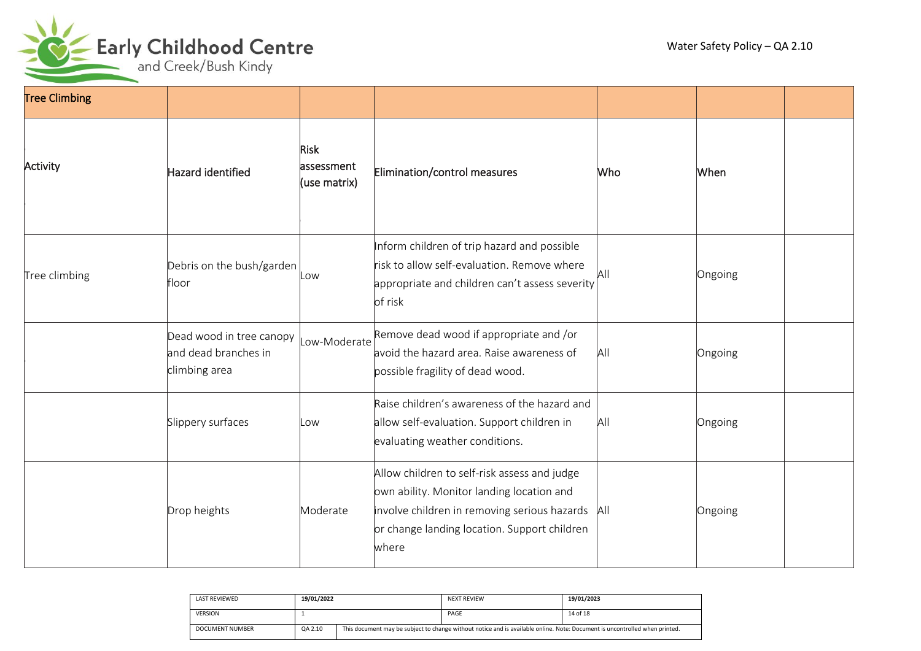| Tree Climbing | | | | | | |
|---|---|---|---|---|---|---|
| Activity | Hazard identified | Risk assessment (use matrix) | Elimination/control measures | Who | When | |
| Tree climbing | Debris on the bush/garden floor | Low | Inform children of trip hazard and possible risk to allow self-evaluation. Remove where appropriate and children can't assess severity of risk | All | Ongoing | |
| | Dead wood in tree canopy and dead branches in climbing area | Low-Moderate | Remove dead wood if appropriate and /or avoid the hazard area. Raise awareness of possible fragility of dead wood. | All | Ongoing | |
| | Slippery surfaces | Low | Raise children's awareness of the hazard and allow self-evaluation. Support children in evaluating weather conditions. | All | Ongoing | |
| | Drop heights | Moderate | Allow children to self-risk assess and judge own ability. Monitor landing location and involve children in removing serious hazards or change landing location. Support children where | All | Ongoing | |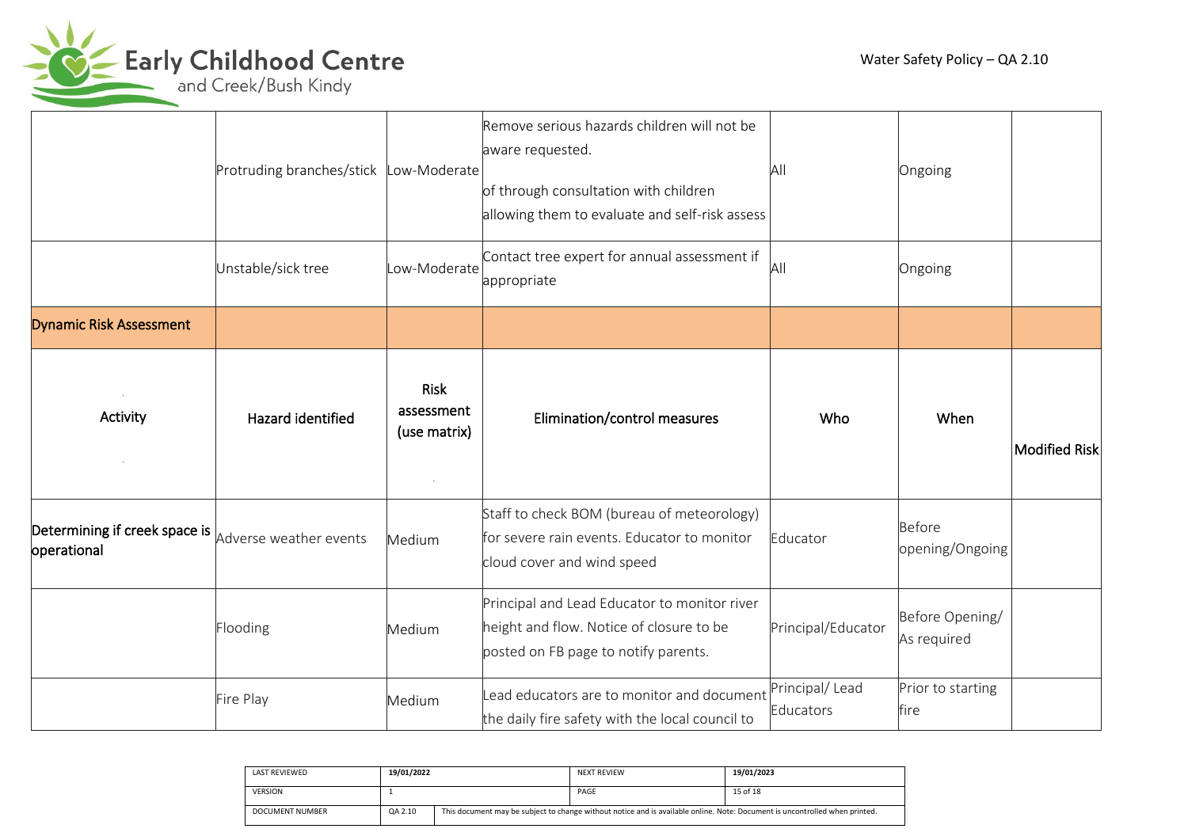| | | | | | | |
|---|---|---|---|---|---|---|
| | Protruding branches/stick | Low-Moderate | Remove serious hazards children will not be aware requested.<br><br>of through consultation with children allowing them to evaluate and self-risk assess | All | Ongoing | |
| | Unstable/sick tree | Low-Moderate | Contact tree expert for annual assessment if appropriate | All | Ongoing | |
| Dynamic Risk Assessment | | | | | | |
| **Activity** | **Hazard identified** | **Risk assessment (use matrix)** | **Elimination/control measures** | **Who** | **When** | **Modified Risk** |
| Determining if creek space is operational | Adverse weather events | Medium | Staff to check BOM (bureau of meteorology) for severe rain events. Educator to monitor cloud cover and wind speed | Educator | Before opening/Ongoing | |
| | Flooding | Medium | Principal and Lead Educator to monitor river height and flow. Notice of closure to be posted on FB page to notify parents. | Principal/Educator | Before Opening/ As required | |
| | Fire Play | Medium | Lead educators are to monitor and document the daily fire safety with the local council to | Principal/ Lead Educators | Prior to starting fire | |

| LAST REVIEWED | 19/01/2022 | | NEXT REVIEW | 19/01/2023 |
|---|---|---|---|---|
| VERSION | 1 | | PAGE | 15 of 18 |
| DOCUMENT NUMBER | QA 2.10 | This document may be subject to change without notice and is available online. Note: Document is uncontrolled when printed. | | |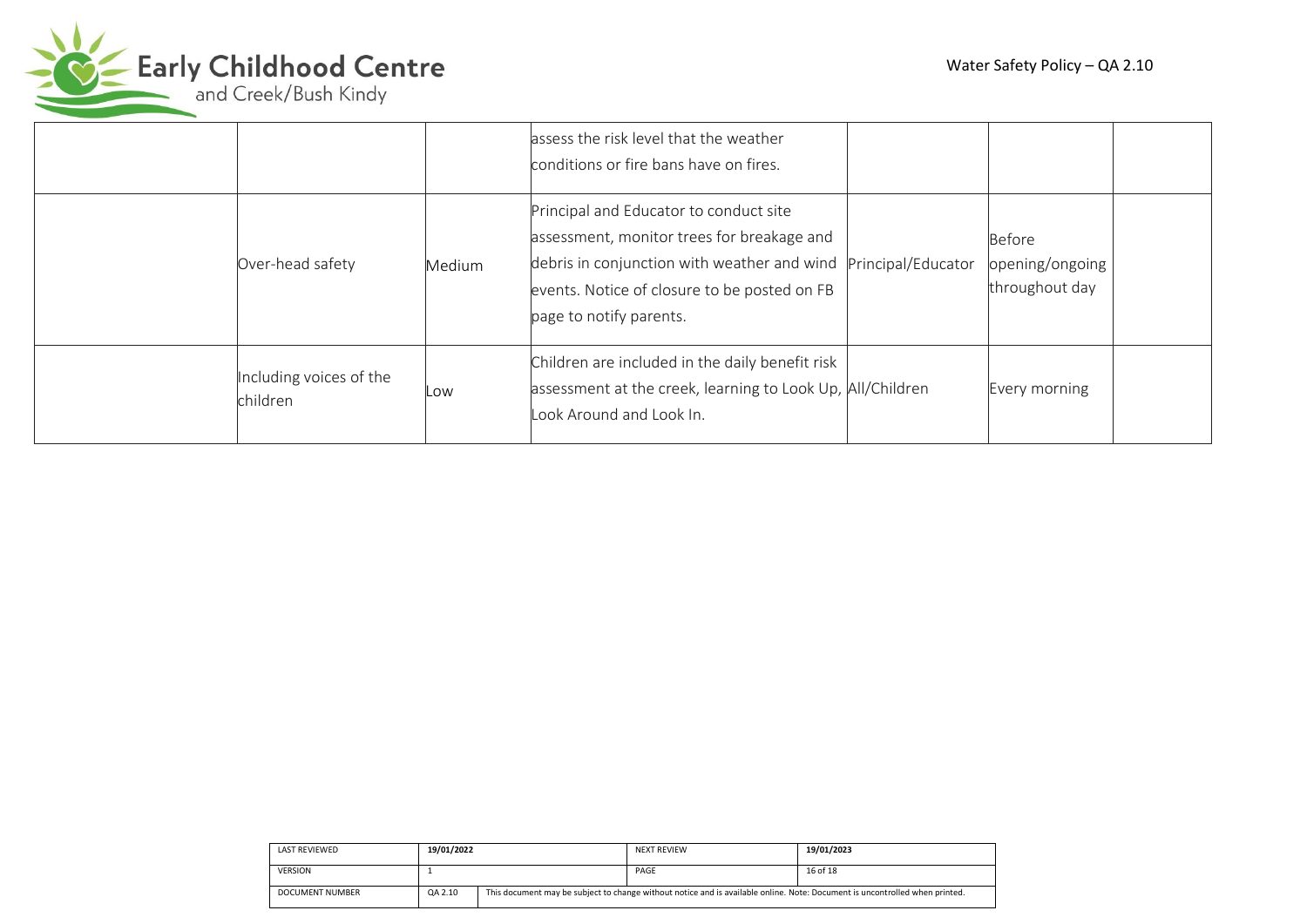| | | | | | | |
|---|---|---|---|---|---|---|
| | | | assess the risk level that the weather conditions or fire bans have on fires. | | | |
| | Over-head safety | Medium | Principal and Educator to conduct site assessment, monitor trees for breakage and debris in conjunction with weather and wind events. Notice of closure to be posted on FB page to notify parents. | Principal/Educator | Before opening/ongoing throughout day | |
| | Including voices of the children | Low | Children are included in the daily benefit risk assessment at the creek, learning to Look Up, Look Around and Look In. | All/Children | Every morning | |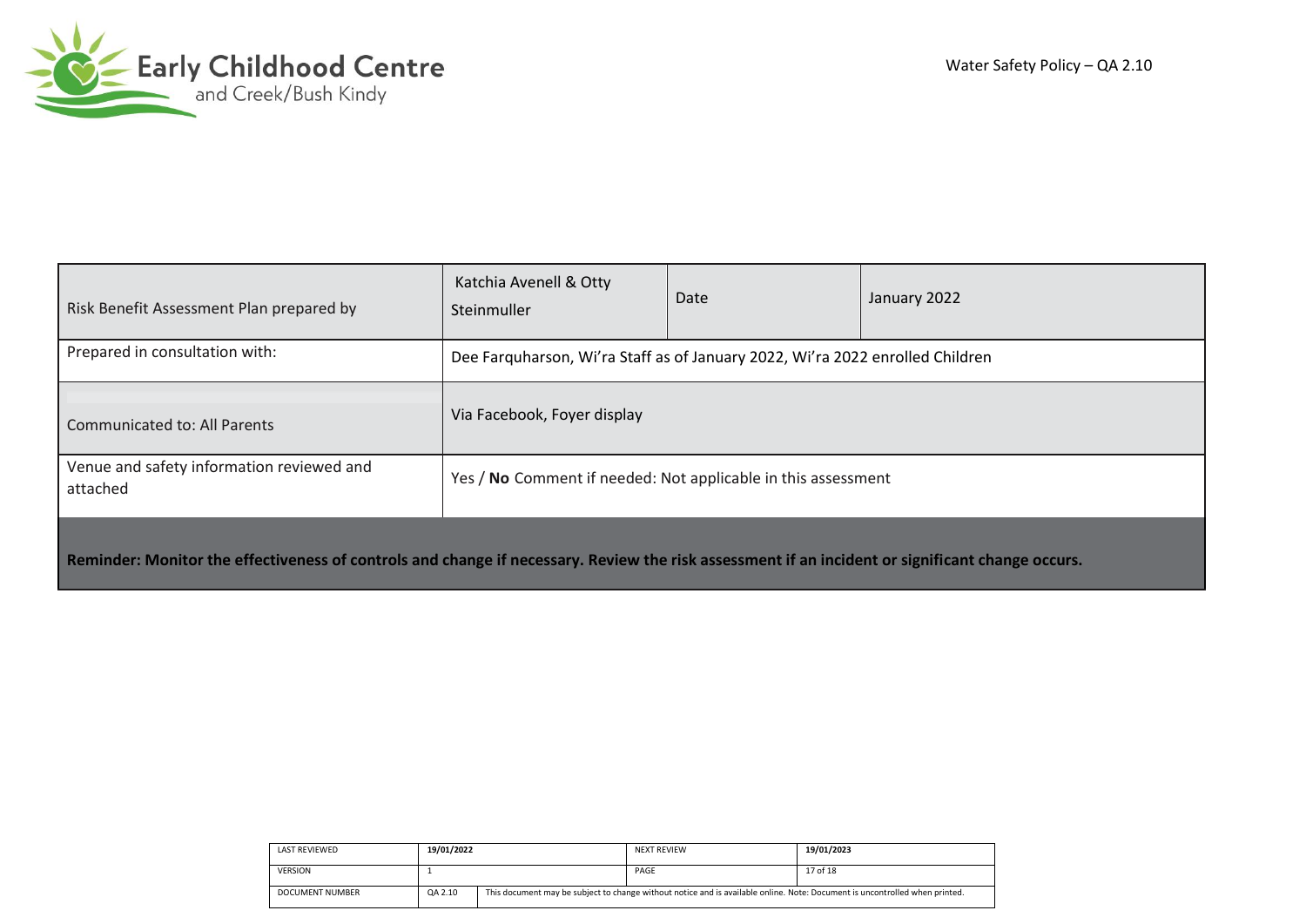| Risk Benefit Assessment Plan prepared by | Katchia Avenell & Otty Steinmuller | Date | January 2022 |
|---|---|---|---|
| Prepared in consultation with: | Dee Farquharson, Wi'ra Staff as of January 2022, Wi'ra 2022 enrolled Children | | |
| Communicated to: All Parents | Via Facebook, Foyer display | | |
| Venue and safety information reviewed and attached | Yes / **No** Comment if needed: Not applicable in this assessment | | |
| **Reminder: Monitor the effectiveness of controls and change if necessary. Review the risk assessment if an incident or significant change occurs.** | | | |

| LAST REVIEWED | 19/01/2022 | NEXT REVIEW | 19/01/2023 |
|---|---|---|---|
| VERSION | 1 | PAGE | 17 of 18 |
| DOCUMENT NUMBER | QA 2.10 | This document may be subject to change without notice and is available online. Note: Document is uncontrolled when printed. | |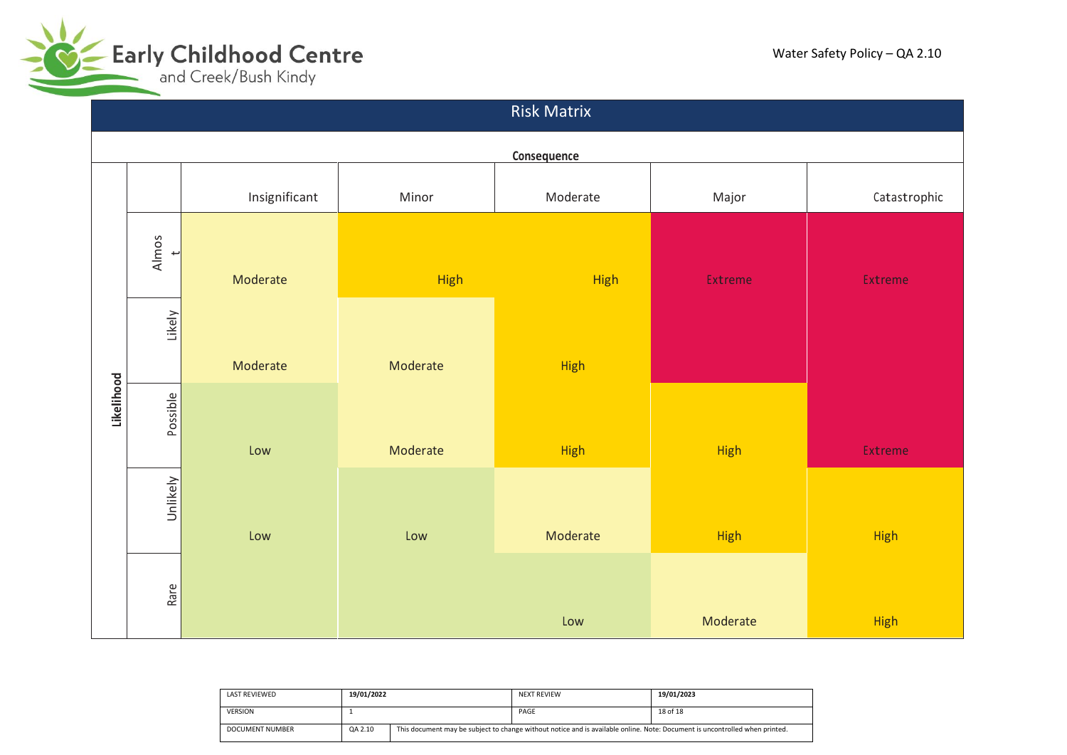## Risk Matrix

| Likelihood | Consequence: Insignificant | Minor | Moderate | Major | Catastrophic |
|---|---|---|---|---|---|
| Almost | Moderate | High | High | Extreme | Extreme |
| Likely | Moderate | Moderate | High | Extreme | Extreme |
| Possible | Low | Moderate | High | High | Extreme |
| Unlikely | Low | Low | Moderate | High | High |
| Rare | Low | Low | Low | Moderate | High |